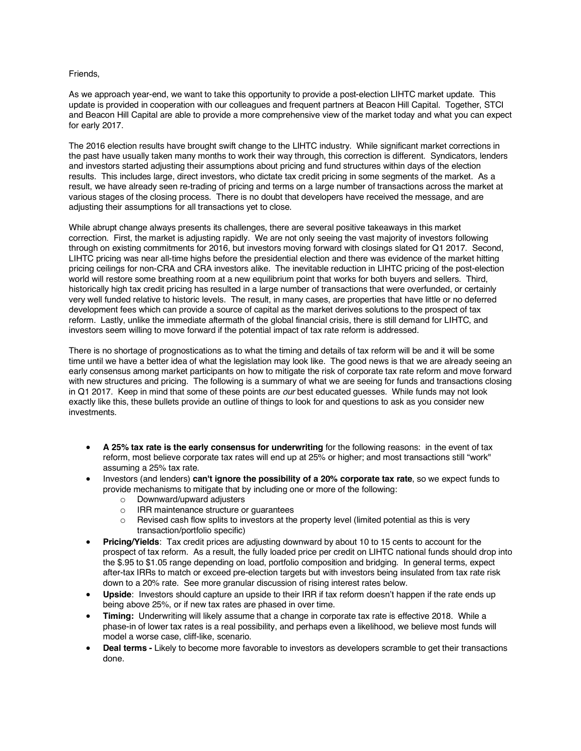Friends,

As we approach year-end, we want to take this opportunity to provide a post-election LIHTC market update. This update is provided in cooperation with our colleagues and frequent partners at Beacon Hill Capital. Together, STCI and Beacon Hill Capital are able to provide a more comprehensive view of the market today and what you can expect for early 2017.

The 2016 election results have brought swift change to the LIHTC industry. While significant market corrections in the past have usually taken many months to work their way through, this correction is different. Syndicators, lenders and investors started adjusting their assumptions about pricing and fund structures within days of the election results. This includes large, direct investors, who dictate tax credit pricing in some segments of the market. As a result, we have already seen re-trading of pricing and terms on a large number of transactions across the market at various stages of the closing process. There is no doubt that developers have received the message, and are adjusting their assumptions for all transactions yet to close.

While abrupt change always presents its challenges, there are several positive takeaways in this market correction. First, the market is adjusting rapidly. We are not only seeing the vast majority of investors following through on existing commitments for 2016, but investors moving forward with closings slated for Q1 2017. Second, LIHTC pricing was near all-time highs before the presidential election and there was evidence of the market hitting pricing ceilings for non-CRA and CRA investors alike. The inevitable reduction in LIHTC pricing of the post-election world will restore some breathing room at a new equilibrium point that works for both buyers and sellers. Third, historically high tax credit pricing has resulted in a large number of transactions that were overfunded, or certainly very well funded relative to historic levels. The result, in many cases, are properties that have little or no deferred development fees which can provide a source of capital as the market derives solutions to the prospect of tax reform. Lastly, unlike the immediate aftermath of the global financial crisis, there is still demand for LIHTC, and investors seem willing to move forward if the potential impact of tax rate reform is addressed.

There is no shortage of prognostications as to what the timing and details of tax reform will be and it will be some time until we have a better idea of what the legislation may look like. The good news is that we are already seeing an early consensus among market participants on how to mitigate the risk of corporate tax rate reform and move forward with new structures and pricing. The following is a summary of what we are seeing for funds and transactions closing in Q1 2017. Keep in mind that some of these points are *our* best educated guesses. While funds may not look exactly like this, these bullets provide an outline of things to look for and questions to ask as you consider new investments.

- **A 25% tax rate is the early consensus for underwriting** for the following reasons: in the event of tax reform, most believe corporate tax rates will end up at 25% or higher; and most transactions still "work" assuming a 25% tax rate.
- Investors (and lenders) **can't ignore the possibility of a 20% corporate tax rate**, so we expect funds to provide mechanisms to mitigate that by including one or more of the following:
  - Downward/upward adjusters
  - IRR maintenance structure or guarantees
  - Revised cash flow splits to investors at the property level (limited potential as this is very transaction/portfolio specific)
- **Pricing/Yields**: Tax credit prices are adjusting downward by about 10 to 15 cents to account for the prospect of tax reform. As a result, the fully loaded price per credit on LIHTC national funds should drop into the $.95 to $1.05 range depending on load, portfolio composition and bridging. In general terms, expect after-tax IRRs to match or exceed pre-election targets but with investors being insulated from tax rate risk down to a 20% rate. See more granular discussion of rising interest rates below.
- **Upside**: Investors should capture an upside to their IRR if tax reform doesn't happen if the rate ends up being above 25%, or if new tax rates are phased in over time.
- **Timing:** Underwriting will likely assume that a change in corporate tax rate is effective 2018. While a phase-in of lower tax rates is a real possibility, and perhaps even a likelihood, we believe most funds will model a worse case, cliff-like, scenario.
- **Deal terms -** Likely to become more favorable to investors as developers scramble to get their transactions done.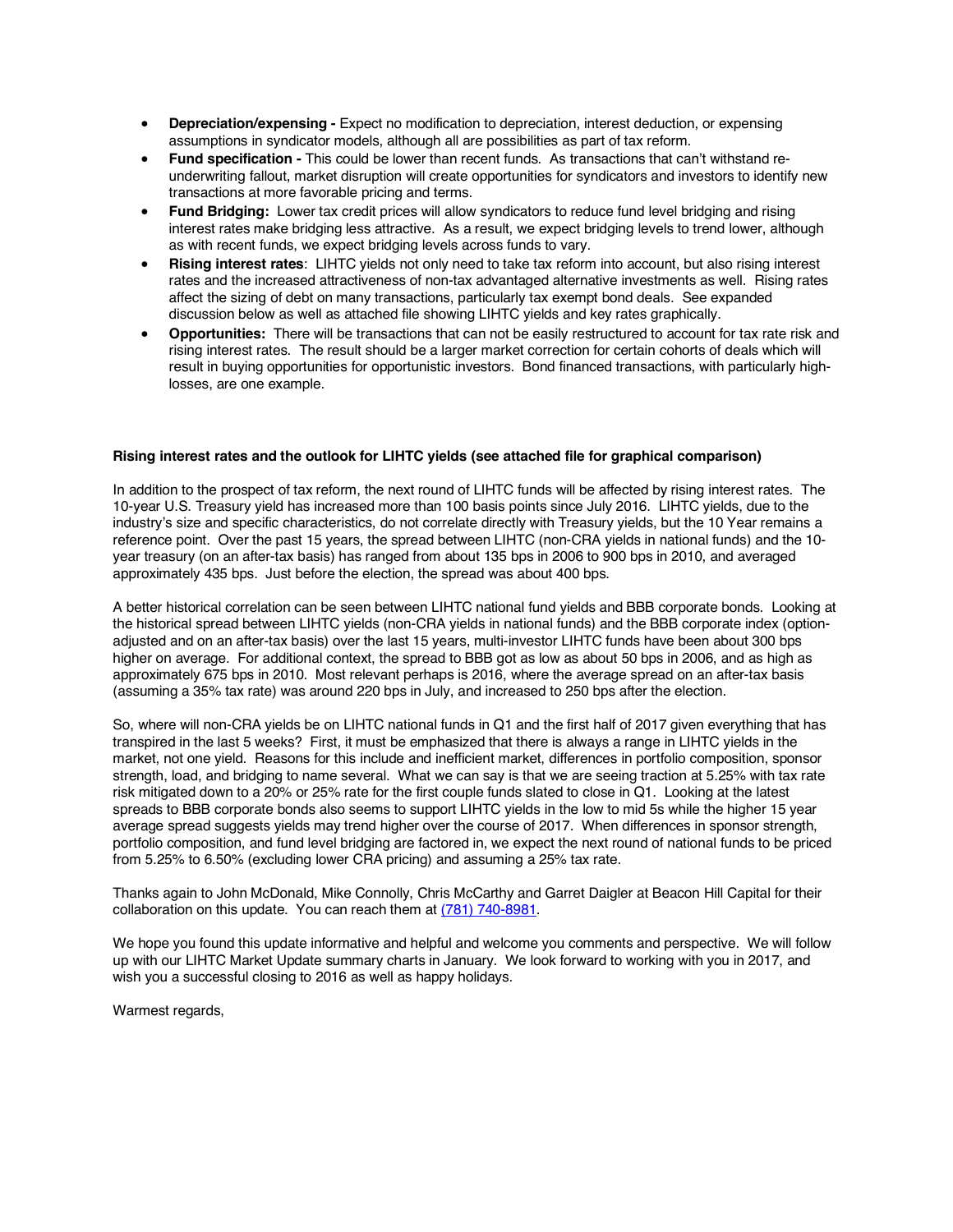- **Depreciation/expensing -** Expect no modification to depreciation, interest deduction, or expensing assumptions in syndicator models, although all are possibilities as part of tax reform.
- **Fund specification -** This could be lower than recent funds. As transactions that can't withstand re-underwriting fallout, market disruption will create opportunities for syndicators and investors to identify new transactions at more favorable pricing and terms.
- **Fund Bridging:** Lower tax credit prices will allow syndicators to reduce fund level bridging and rising interest rates make bridging less attractive. As a result, we expect bridging levels to trend lower, although as with recent funds, we expect bridging levels across funds to vary.
- **Rising interest rates**: LIHTC yields not only need to take tax reform into account, but also rising interest rates and the increased attractiveness of non-tax advantaged alternative investments as well. Rising rates affect the sizing of debt on many transactions, particularly tax exempt bond deals. See expanded discussion below as well as attached file showing LIHTC yields and key rates graphically.
- **Opportunities:** There will be transactions that can not be easily restructured to account for tax rate risk and rising interest rates. The result should be a larger market correction for certain cohorts of deals which will result in buying opportunities for opportunistic investors. Bond financed transactions, with particularly high-losses, are one example.

**Rising interest rates and the outlook for LIHTC yields (see attached file for graphical comparison)**

In addition to the prospect of tax reform, the next round of LIHTC funds will be affected by rising interest rates. The 10-year U.S. Treasury yield has increased more than 100 basis points since July 2016. LIHTC yields, due to the industry's size and specific characteristics, do not correlate directly with Treasury yields, but the 10 Year remains a reference point. Over the past 15 years, the spread between LIHTC (non-CRA yields in national funds) and the 10-year treasury (on an after-tax basis) has ranged from about 135 bps in 2006 to 900 bps in 2010, and averaged approximately 435 bps. Just before the election, the spread was about 400 bps.

A better historical correlation can be seen between LIHTC national fund yields and BBB corporate bonds. Looking at the historical spread between LIHTC yields (non-CRA yields in national funds) and the BBB corporate index (option-adjusted and on an after-tax basis) over the last 15 years, multi-investor LIHTC funds have been about 300 bps higher on average. For additional context, the spread to BBB got as low as about 50 bps in 2006, and as high as approximately 675 bps in 2010. Most relevant perhaps is 2016, where the average spread on an after-tax basis (assuming a 35% tax rate) was around 220 bps in July, and increased to 250 bps after the election.

So, where will non-CRA yields be on LIHTC national funds in Q1 and the first half of 2017 given everything that has transpired in the last 5 weeks? First, it must be emphasized that there is always a range in LIHTC yields in the market, not one yield. Reasons for this include and inefficient market, differences in portfolio composition, sponsor strength, load, and bridging to name several. What we can say is that we are seeing traction at 5.25% with tax rate risk mitigated down to a 20% or 25% rate for the first couple funds slated to close in Q1. Looking at the latest spreads to BBB corporate bonds also seems to support LIHTC yields in the low to mid 5s while the higher 15 year average spread suggests yields may trend higher over the course of 2017. When differences in sponsor strength, portfolio composition, and fund level bridging are factored in, we expect the next round of national funds to be priced from 5.25% to 6.50% (excluding lower CRA pricing) and assuming a 25% tax rate.

Thanks again to John McDonald, Mike Connolly, Chris McCarthy and Garret Daigler at Beacon Hill Capital for their collaboration on this update. You can reach them at (781) 740-8981.

We hope you found this update informative and helpful and welcome you comments and perspective. We will follow up with our LIHTC Market Update summary charts in January. We look forward to working with you in 2017, and wish you a successful closing to 2016 as well as happy holidays.

Warmest regards,